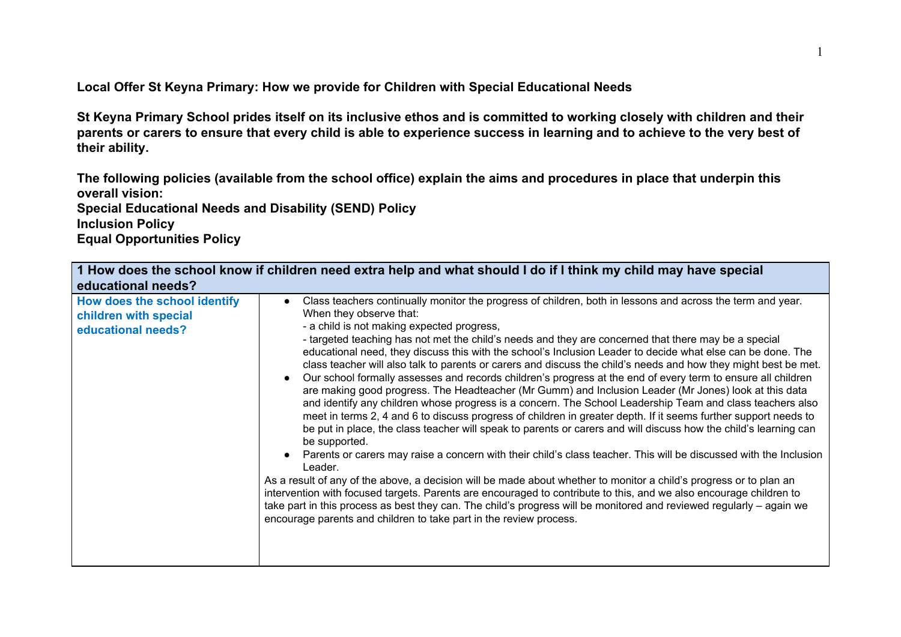**Local Offer St Keyna Primary: How we provide for Children with Special Educational Needs**

**St Keyna Primary School prides itself on its inclusive ethos and is committed to working closely with children and their parents or carers to ensure that every child is able to experience success in learning and to achieve to the very best of their ability.**

**The following policies (available from the school office) explain the aims and procedures in place that underpin this overall vision:**
**Special Educational Needs and Disability (SEND) Policy**
**Inclusion Policy**
**Equal Opportunities Policy**

| **1 How does the school know if children need extra help and what should I do if I think my child may have special educational needs?** | |
|---|---|
| **How does the school identify children with special educational needs?** | ● Class teachers continually monitor the progress of children, both in lessons and across the term and year. When they observe that:<br>- a child is not making expected progress,<br>- targeted teaching has not met the child's needs and they are concerned that there may be a special educational need, they discuss this with the school's Inclusion Leader to decide what else can be done. The class teacher will also talk to parents or carers and discuss the child's needs and how they might best be met.<br>● Our school formally assesses and records children's progress at the end of every term to ensure all children are making good progress. The Headteacher (Mr Gumm) and Inclusion Leader (Mr Jones) look at this data and identify any children whose progress is a concern. The School Leadership Team and class teachers also meet in terms 2, 4 and 6 to discuss progress of children in greater depth. If it seems further support needs to be put in place, the class teacher will speak to parents or carers and will discuss how the child's learning can be supported.<br>● Parents or carers may raise a concern with their child's class teacher. This will be discussed with the Inclusion Leader.<br>As a result of any of the above, a decision will be made about whether to monitor a child's progress or to plan an intervention with focused targets. Parents are encouraged to contribute to this, and we also encourage children to take part in this process as best they can. The child's progress will be monitored and reviewed regularly – again we encourage parents and children to take part in the review process. |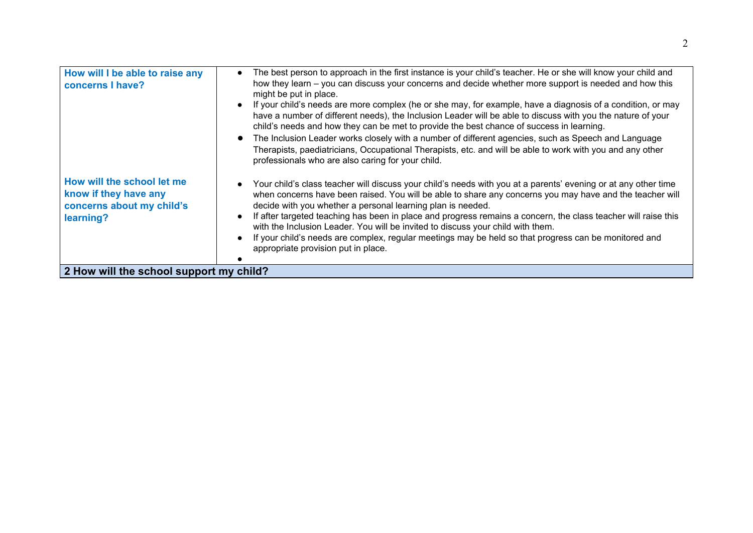| How will I be able to raise any concerns I have? | • The best person to approach in the first instance is your child's teacher. He or she will know your child and how they learn – you can discuss your concerns and decide whether more support is needed and how this might be put in place.<br>• If your child's needs are more complex (he or she may, for example, have a diagnosis of a condition, or may have a number of different needs), the Inclusion Leader will be able to discuss with you the nature of your child's needs and how they can be met to provide the best chance of success in learning.<br>• The Inclusion Leader works closely with a number of different agencies, such as Speech and Language Therapists, paediatricians, Occupational Therapists, etc. and will be able to work with you and any other professionals who are also caring for your child. |
|---|---|
| How will the school let me know if they have any concerns about my child's learning? | • Your child's class teacher will discuss your child's needs with you at a parents' evening or at any other time when concerns have been raised. You will be able to share any concerns you may have and the teacher will decide with you whether a personal learning plan is needed.<br>• If after targeted teaching has been in place and progress remains a concern, the class teacher will raise this with the Inclusion Leader. You will be invited to discuss your child with them.<br>• If your child's needs are complex, regular meetings may be held so that progress can be monitored and appropriate provision put in place.<br>• |
| **2 How will the school support my child?** | |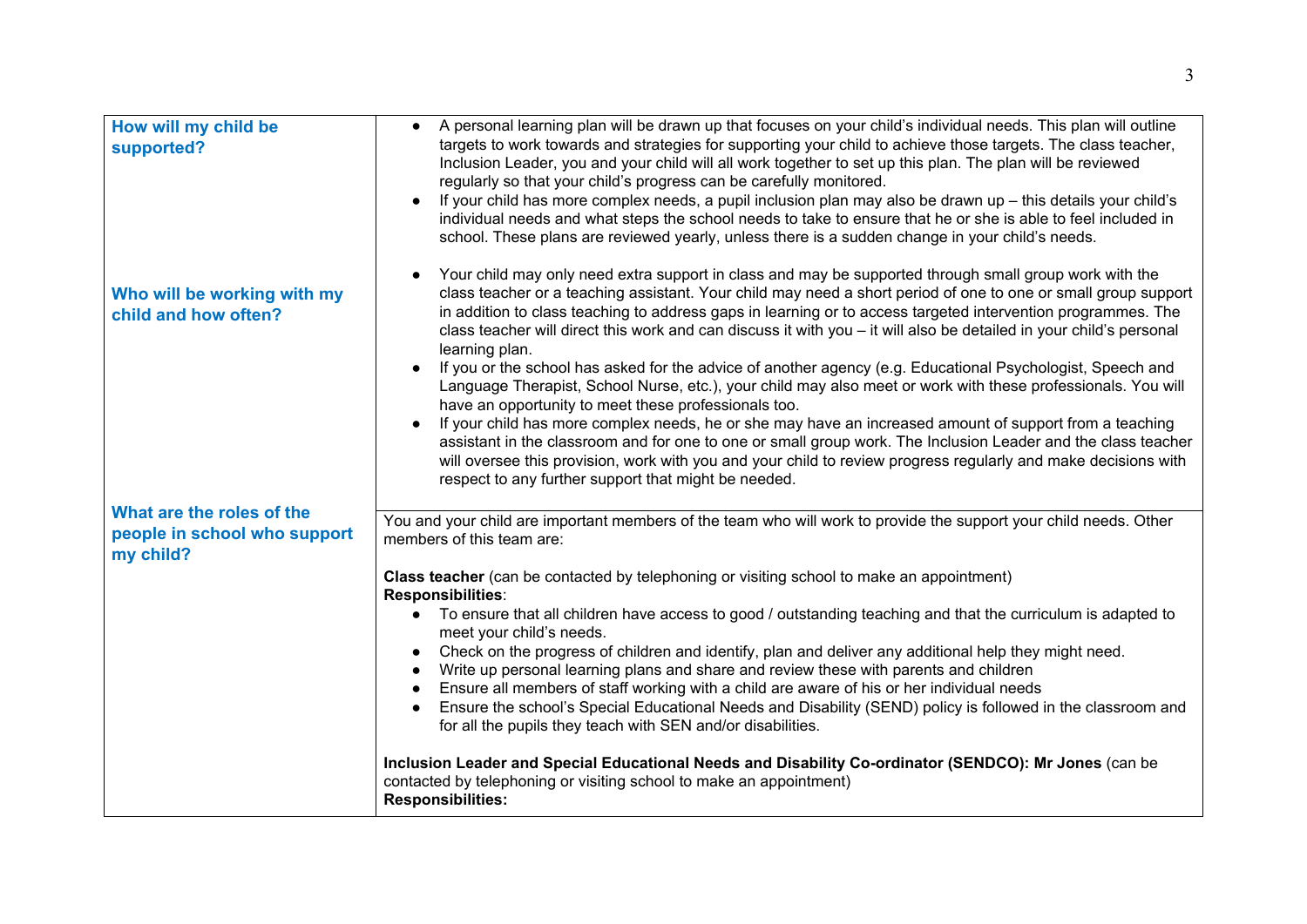| | |
|---|---|
| **How will my child be supported?** | • A personal learning plan will be drawn up that focuses on your child's individual needs. This plan will outline targets to work towards and strategies for supporting your child to achieve those targets. The class teacher, Inclusion Leader, you and your child will all work together to set up this plan. The plan will be reviewed regularly so that your child's progress can be carefully monitored.<br>• If your child has more complex needs, a pupil inclusion plan may also be drawn up – this details your child's individual needs and what steps the school needs to take to ensure that he or she is able to feel included in school. These plans are reviewed yearly, unless there is a sudden change in your child's needs. |
| **Who will be working with my child and how often?** | • Your child may only need extra support in class and may be supported through small group work with the class teacher or a teaching assistant. Your child may need a short period of one to one or small group support in addition to class teaching to address gaps in learning or to access targeted intervention programmes. The class teacher will direct this work and can discuss it with you – it will also be detailed in your child's personal learning plan.<br>• If you or the school has asked for the advice of another agency (e.g. Educational Psychologist, Speech and Language Therapist, School Nurse, etc.), your child may also meet or work with these professionals. You will have an opportunity to meet these professionals too.<br>• If your child has more complex needs, he or she may have an increased amount of support from a teaching assistant in the classroom and for one to one or small group work. The Inclusion Leader and the class teacher will oversee this provision, work with you and your child to review progress regularly and make decisions with respect to any further support that might be needed. |
| **What are the roles of the people in school who support my child?** | You and your child are important members of the team who will work to provide the support your child needs. Other members of this team are:<br><br>**Class teacher** (can be contacted by telephoning or visiting school to make an appointment)<br>**Responsibilities**:<br>• To ensure that all children have access to good / outstanding teaching and that the curriculum is adapted to meet your child's needs.<br>• Check on the progress of children and identify, plan and deliver any additional help they might need.<br>• Write up personal learning plans and share and review these with parents and children<br>• Ensure all members of staff working with a child are aware of his or her individual needs<br>• Ensure the school's Special Educational Needs and Disability (SEND) policy is followed in the classroom and for all the pupils they teach with SEN and/or disabilities.<br><br>**Inclusion Leader and Special Educational Needs and Disability Co-ordinator (SENDCO): Mr Jones** (can be contacted by telephoning or visiting school to make an appointment)<br>**Responsibilities:** |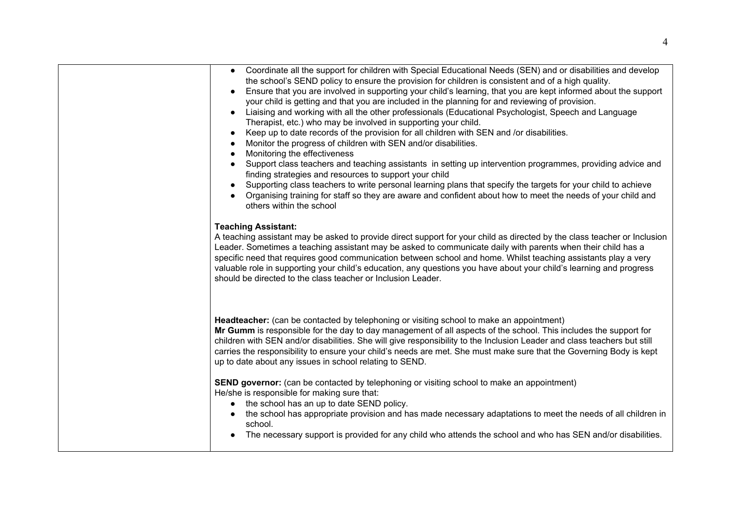- Coordinate all the support for children with Special Educational Needs (SEN) and or disabilities and develop the school's SEND policy to ensure the provision for children is consistent and of a high quality.
- Ensure that you are involved in supporting your child's learning, that you are kept informed about the support your child is getting and that you are included in the planning for and reviewing of provision.
- Liaising and working with all the other professionals (Educational Psychologist, Speech and Language Therapist, etc.) who may be involved in supporting your child.
- Keep up to date records of the provision for all children with SEN and /or disabilities.
- Monitor the progress of children with SEN and/or disabilities.
- Monitoring the effectiveness
- Support class teachers and teaching assistants in setting up intervention programmes, providing advice and finding strategies and resources to support your child
- Supporting class teachers to write personal learning plans that specify the targets for your child to achieve
- Organising training for staff so they are aware and confident about how to meet the needs of your child and others within the school

**Teaching Assistant:**
A teaching assistant may be asked to provide direct support for your child as directed by the class teacher or Inclusion Leader. Sometimes a teaching assistant may be asked to communicate daily with parents when their child has a specific need that requires good communication between school and home. Whilst teaching assistants play a very valuable role in supporting your child's education, any questions you have about your child's learning and progress should be directed to the class teacher or Inclusion Leader.

**Headteacher:** (can be contacted by telephoning or visiting school to make an appointment)
**Mr Gumm** is responsible for the day to day management of all aspects of the school. This includes the support for children with SEN and/or disabilities. She will give responsibility to the Inclusion Leader and class teachers but still carries the responsibility to ensure your child's needs are met. She must make sure that the Governing Body is kept up to date about any issues in school relating to SEND.

**SEND governor:** (can be contacted by telephoning or visiting school to make an appointment)
He/she is responsible for making sure that:

- the school has an up to date SEND policy.
- the school has appropriate provision and has made necessary adaptations to meet the needs of all children in school.
- The necessary support is provided for any child who attends the school and who has SEN and/or disabilities.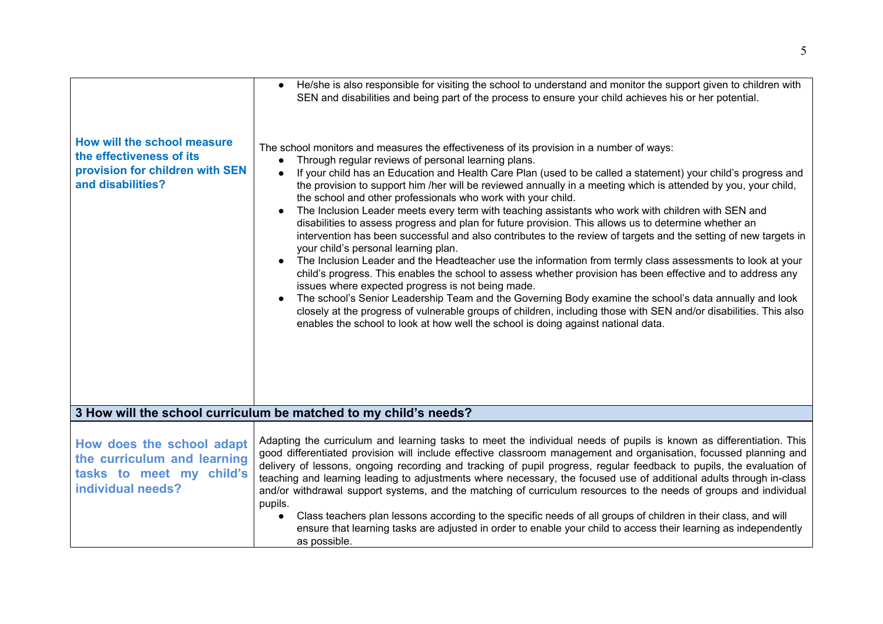| | |
|---|---|
| | • He/she is also responsible for visiting the school to understand and monitor the support given to children with SEN and disabilities and being part of the process to ensure your child achieves his or her potential. |
| **How will the school measure the effectiveness of its provision for children with SEN and disabilities?** | The school monitors and measures the effectiveness of its provision in a number of ways:<br>• Through regular reviews of personal learning plans.<br>• If your child has an Education and Health Care Plan (used to be called a statement) your child's progress and the provision to support him /her will be reviewed annually in a meeting which is attended by you, your child, the school and other professionals who work with your child.<br>• The Inclusion Leader meets every term with teaching assistants who work with children with SEN and disabilities to assess progress and plan for future provision. This allows us to determine whether an intervention has been successful and also contributes to the review of targets and the setting of new targets in your child's personal learning plan.<br>• The Inclusion Leader and the Headteacher use the information from termly class assessments to look at your child's progress. This enables the school to assess whether provision has been effective and to address any issues where expected progress is not being made.<br>• The school's Senior Leadership Team and the Governing Body examine the school's data annually and look closely at the progress of vulnerable groups of children, including those with SEN and/or disabilities. This also enables the school to look at how well the school is doing against national data. |
| **3 How will the school curriculum be matched to my child's needs?** | |
| **How does the school adapt the curriculum and learning tasks to meet my child's individual needs?** | Adapting the curriculum and learning tasks to meet the individual needs of pupils is known as differentiation. This good differentiated provision will include effective classroom management and organisation, focussed planning and delivery of lessons, ongoing recording and tracking of pupil progress, regular feedback to pupils, the evaluation of teaching and learning leading to adjustments where necessary, the focused use of additional adults through in-class and/or withdrawal support systems, and the matching of curriculum resources to the needs of groups and individual pupils.<br>• Class teachers plan lessons according to the specific needs of all groups of children in their class, and will ensure that learning tasks are adjusted in order to enable your child to access their learning as independently as possible. |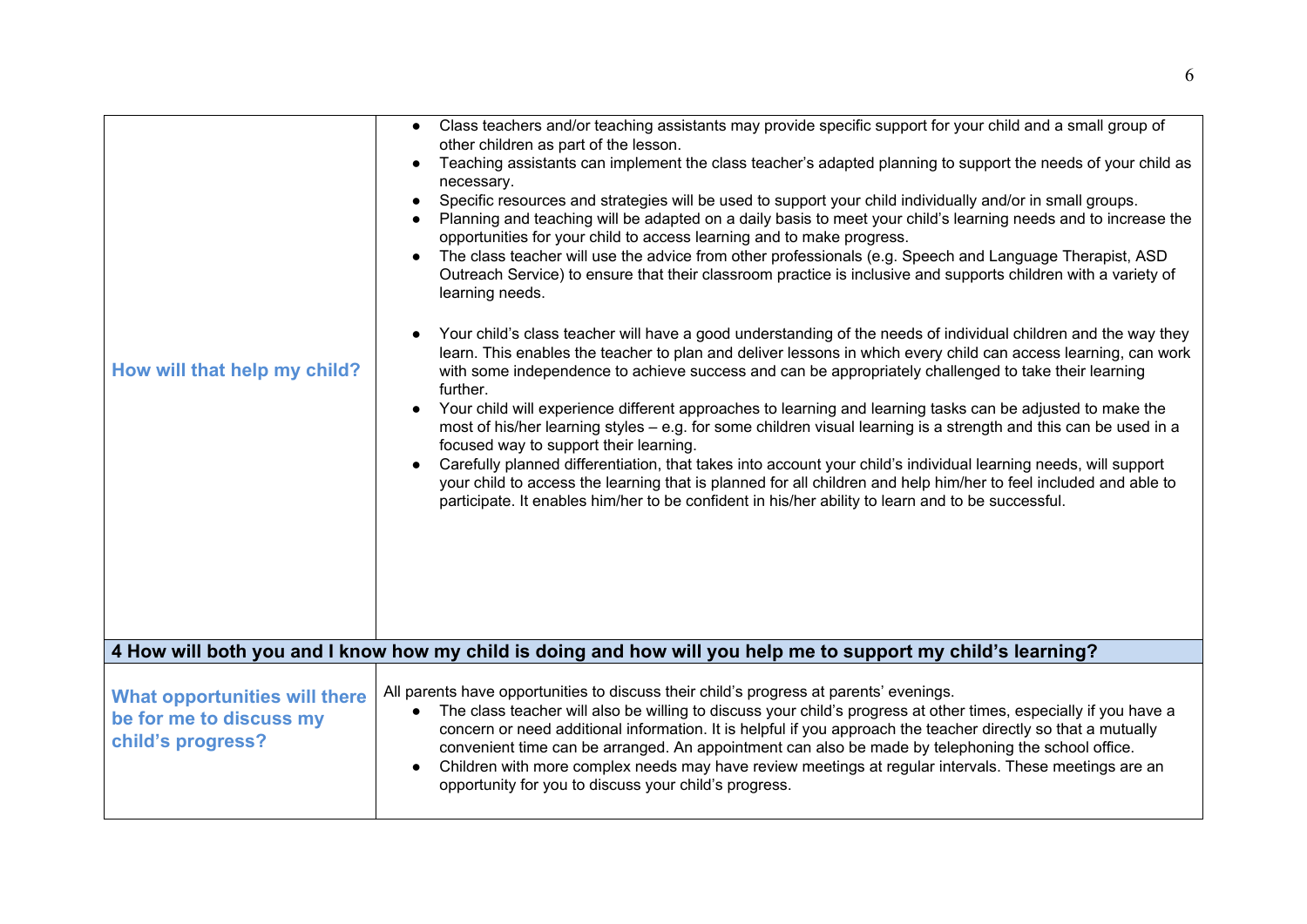| | |
|---|---|
| **How will that help my child?** | • Class teachers and/or teaching assistants may provide specific support for your child and a small group of other children as part of the lesson.<br>• Teaching assistants can implement the class teacher's adapted planning to support the needs of your child as necessary.<br>• Specific resources and strategies will be used to support your child individually and/or in small groups.<br>• Planning and teaching will be adapted on a daily basis to meet your child's learning needs and to increase the opportunities for your child to access learning and to make progress.<br>• The class teacher will use the advice from other professionals (e.g. Speech and Language Therapist, ASD Outreach Service) to ensure that their classroom practice is inclusive and supports children with a variety of learning needs.<br><br>• Your child's class teacher will have a good understanding of the needs of individual children and the way they learn. This enables the teacher to plan and deliver lessons in which every child can access learning, can work with some independence to achieve success and can be appropriately challenged to take their learning further.<br>• Your child will experience different approaches to learning and learning tasks can be adjusted to make the most of his/her learning styles – e.g. for some children visual learning is a strength and this can be used in a focused way to support their learning.<br>• Carefully planned differentiation, that takes into account your child's individual learning needs, will support your child to access the learning that is planned for all children and help him/her to feel included and able to participate. It enables him/her to be confident in his/her ability to learn and to be successful. |
| **4 How will both you and I know how my child is doing and how will you help me to support my child's learning?** | |
| **What opportunities will there be for me to discuss my child's progress?** | All parents have opportunities to discuss their child's progress at parents' evenings.<br>• The class teacher will also be willing to discuss your child's progress at other times, especially if you have a concern or need additional information. It is helpful if you approach the teacher directly so that a mutually convenient time can be arranged. An appointment can also be made by telephoning the school office.<br>• Children with more complex needs may have review meetings at regular intervals. These meetings are an opportunity for you to discuss your child's progress. |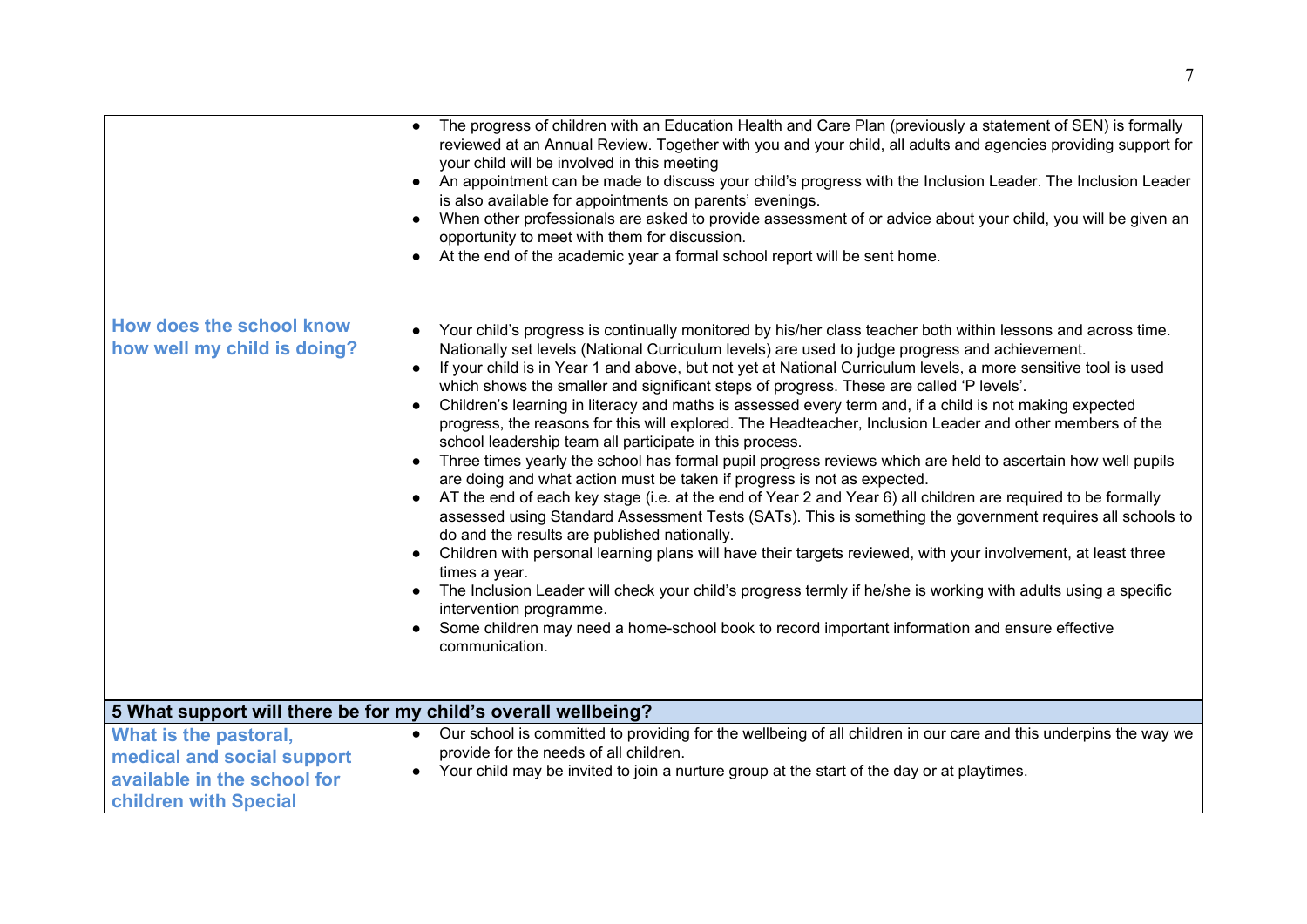| | |
|---|---|
| | <ul><li>The progress of children with an Education Health and Care Plan (previously a statement of SEN) is formally reviewed at an Annual Review. Together with you and your child, all adults and agencies providing support for your child will be involved in this meeting</li><li>An appointment can be made to discuss your child's progress with the Inclusion Leader. The Inclusion Leader is also available for appointments on parents' evenings.</li><li>When other professionals are asked to provide assessment of or advice about your child, you will be given an opportunity to meet with them for discussion.</li><li>At the end of the academic year a formal school report will be sent home.</li></ul> |
| **How does the school know how well my child is doing?** | <ul><li>Your child's progress is continually monitored by his/her class teacher both within lessons and across time. Nationally set levels (National Curriculum levels) are used to judge progress and achievement.</li><li>If your child is in Year 1 and above, but not yet at National Curriculum levels, a more sensitive tool is used which shows the smaller and significant steps of progress. These are called 'P levels'.</li><li>Children's learning in literacy and maths is assessed every term and, if a child is not making expected progress, the reasons for this will explored. The Headteacher, Inclusion Leader and other members of the school leadership team all participate in this process.</li><li>Three times yearly the school has formal pupil progress reviews which are held to ascertain how well pupils are doing and what action must be taken if progress is not as expected.</li><li>AT the end of each key stage (i.e. at the end of Year 2 and Year 6) all children are required to be formally assessed using Standard Assessment Tests (SATs). This is something the government requires all schools to do and the results are published nationally.</li><li>Children with personal learning plans will have their targets reviewed, with your involvement, at least three times a year.</li><li>The Inclusion Leader will check your child's progress termly if he/she is working with adults using a specific intervention programme.</li><li>Some children may need a home-school book to record important information and ensure effective communication.</li></ul> |
| **5 What support will there be for my child's overall wellbeing?** | |
| **What is the pastoral, medical and social support available in the school for children with Special** | <ul><li>Our school is committed to providing for the wellbeing of all children in our care and this underpins the way we provide for the needs of all children.</li><li>Your child may be invited to join a nurture group at the start of the day or at playtimes.</li></ul> |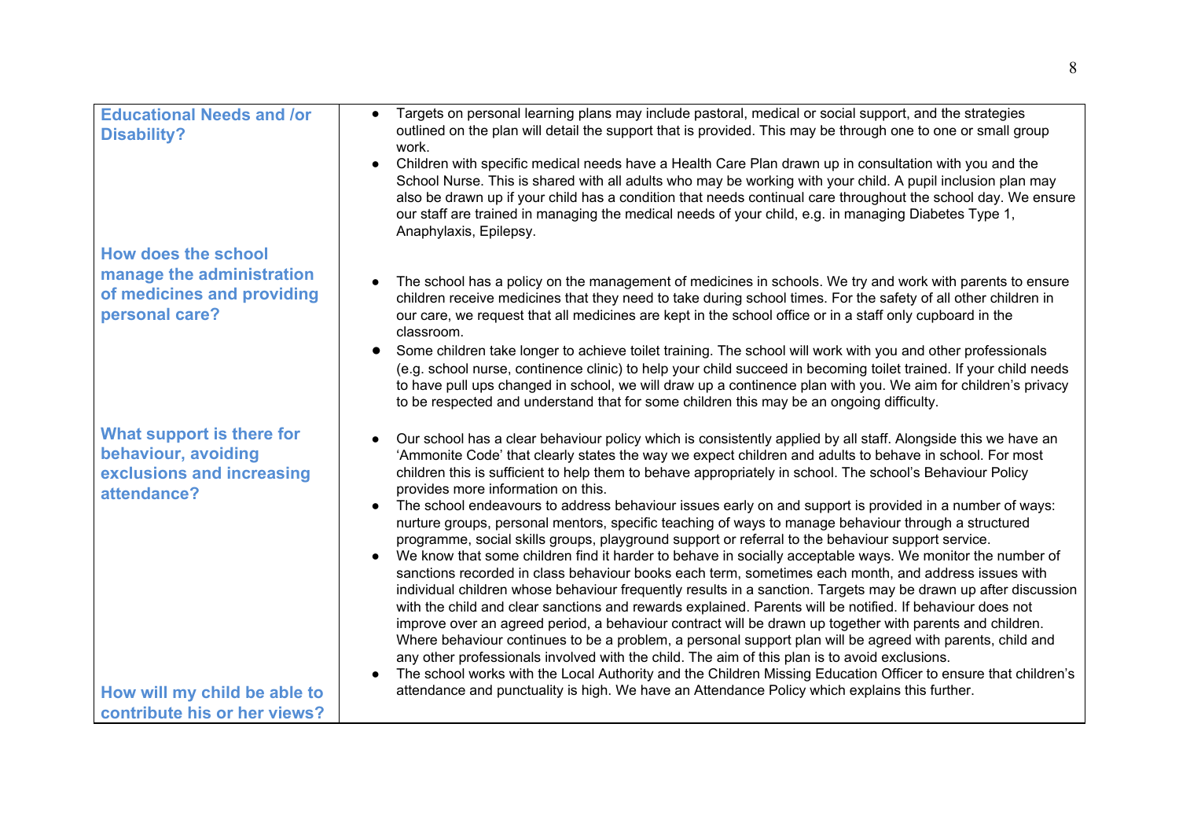| | |
|---|---|
| **Educational Needs and /or Disability?** | • Targets on personal learning plans may include pastoral, medical or social support, and the strategies outlined on the plan will detail the support that is provided. This may be through one to one or small group work.<br>• Children with specific medical needs have a Health Care Plan drawn up in consultation with you and the School Nurse. This is shared with all adults who may be working with your child. A pupil inclusion plan may also be drawn up if your child has a condition that needs continual care throughout the school day. We ensure our staff are trained in managing the medical needs of your child, e.g. in managing Diabetes Type 1, Anaphylaxis, Epilepsy. |
| **How does the school manage the administration of medicines and providing personal care?** | • The school has a policy on the management of medicines in schools. We try and work with parents to ensure children receive medicines that they need to take during school times. For the safety of all other children in our care, we request that all medicines are kept in the school office or in a staff only cupboard in the classroom.<br>• Some children take longer to achieve toilet training. The school will work with you and other professionals (e.g. school nurse, continence clinic) to help your child succeed in becoming toilet trained. If your child needs to have pull ups changed in school, we will draw up a continence plan with you. We aim for children's privacy to be respected and understand that for some children this may be an ongoing difficulty. |
| **What support is there for behaviour, avoiding exclusions and increasing attendance?** | • Our school has a clear behaviour policy which is consistently applied by all staff. Alongside this we have an 'Ammonite Code' that clearly states the way we expect children and adults to behave in school. For most children this is sufficient to help them to behave appropriately in school. The school's Behaviour Policy provides more information on this.<br>• The school endeavours to address behaviour issues early on and support is provided in a number of ways: nurture groups, personal mentors, specific teaching of ways to manage behaviour through a structured programme, social skills groups, playground support or referral to the behaviour support service.<br>• We know that some children find it harder to behave in socially acceptable ways. We monitor the number of sanctions recorded in class behaviour books each term, sometimes each month, and address issues with individual children whose behaviour frequently results in a sanction. Targets may be drawn up after discussion with the child and clear sanctions and rewards explained. Parents will be notified. If behaviour does not improve over an agreed period, a behaviour contract will be drawn up together with parents and children. Where behaviour continues to be a problem, a personal support plan will be agreed with parents, child and any other professionals involved with the child. The aim of this plan is to avoid exclusions.<br>• The school works with the Local Authority and the Children Missing Education Officer to ensure that children's attendance and punctuality is high. We have an Attendance Policy which explains this further. |
| **How will my child be able to contribute his or her views?** | |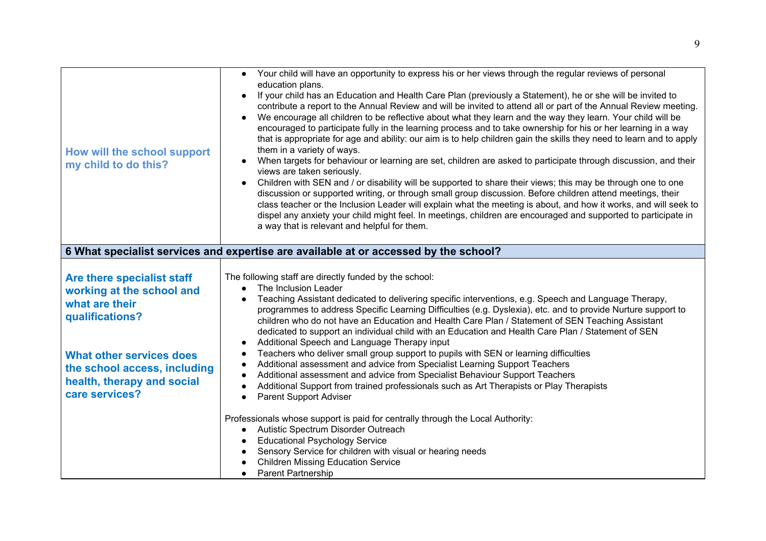| How will the school support my child to do this? | <ul><li>Your child will have an opportunity to express his or her views through the regular reviews of personal education plans.</li><li>If your child has an Education and Health Care Plan (previously a Statement), he or she will be invited to contribute a report to the Annual Review and will be invited to attend all or part of the Annual Review meeting.</li><li>We encourage all children to be reflective about what they learn and the way they learn. Your child will be encouraged to participate fully in the learning process and to take ownership for his or her learning in a way that is appropriate for age and ability: our aim is to help children gain the skills they need to learn and to apply them in a variety of ways.</li><li>When targets for behaviour or learning are set, children are asked to participate through discussion, and their views are taken seriously.</li><li>Children with SEN and / or disability will be supported to share their views; this may be through one to one discussion or supported writing, or through small group discussion. Before children attend meetings, their class teacher or the Inclusion Leader will explain what the meeting is about, and how it works, and will seek to dispel any anxiety your child might feel. In meetings, children are encouraged and supported to participate in a way that is relevant and helpful for them.</li></ul> |
|---|---|
| **6 What specialist services and expertise are available at or accessed by the school?** | |
| **Are there specialist staff working at the school and what are their qualifications?**<br><br>**What other services does the school access, including health, therapy and social care services?** | The following staff are directly funded by the school:<ul><li>The Inclusion Leader</li><li>Teaching Assistant dedicated to delivering specific interventions, e.g. Speech and Language Therapy, programmes to address Specific Learning Difficulties (e.g. Dyslexia), etc. and to provide Nurture support to children who do not have an Education and Health Care Plan / Statement of SEN Teaching Assistant dedicated to support an individual child with an Education and Health Care Plan / Statement of SEN</li><li>Additional Speech and Language Therapy input</li><li>Teachers who deliver small group support to pupils with SEN or learning difficulties</li><li>Additional assessment and advice from Specialist Learning Support Teachers</li><li>Additional assessment and advice from Specialist Behaviour Support Teachers</li><li>Additional Support from trained professionals such as Art Therapists or Play Therapists</li><li>Parent Support Adviser</li></ul>Professionals whose support is paid for centrally through the Local Authority:<ul><li>Autistic Spectrum Disorder Outreach</li><li>Educational Psychology Service</li><li>Sensory Service for children with visual or hearing needs</li><li>Children Missing Education Service</li><li>Parent Partnership</li></ul> |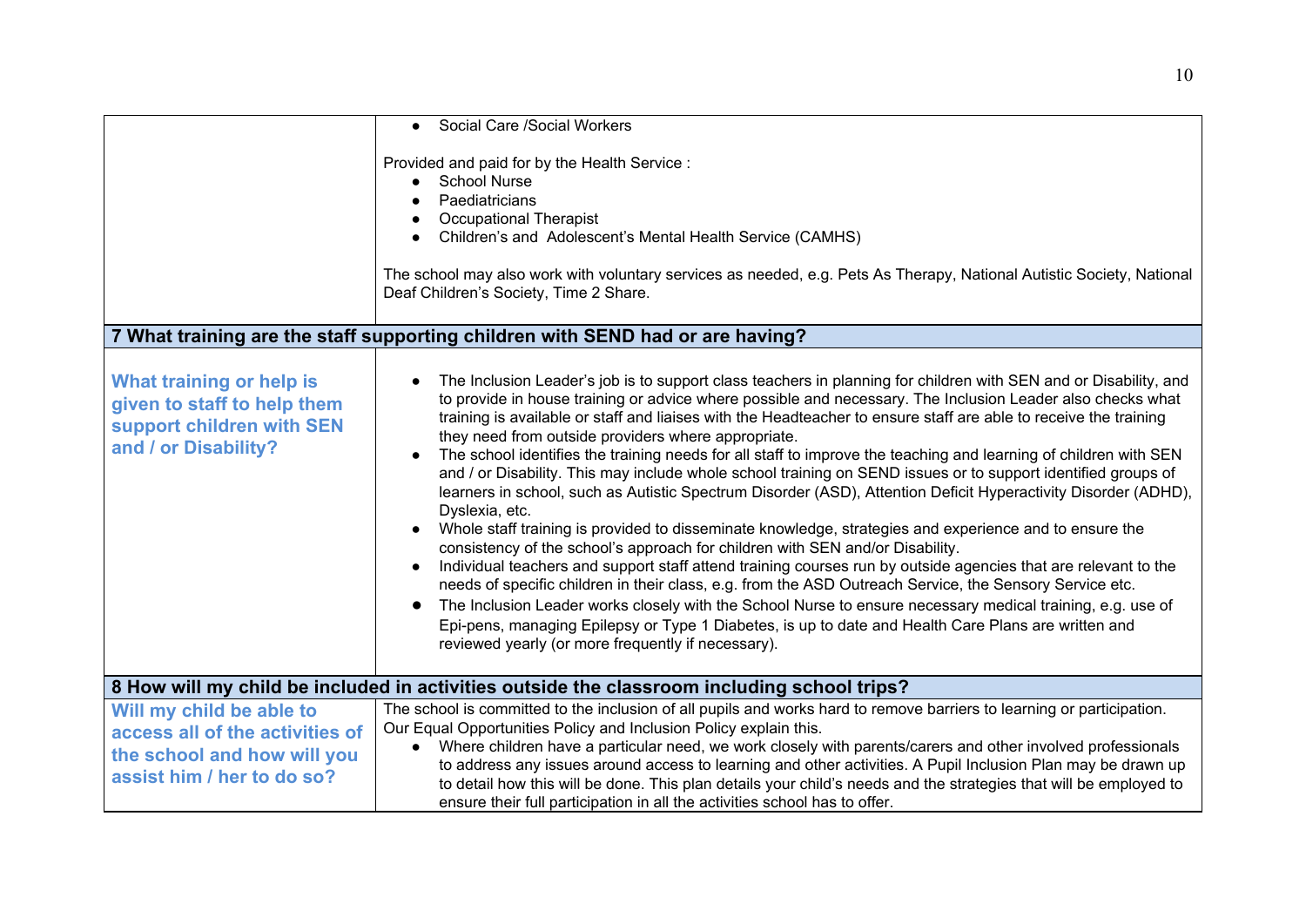| | |
|---|---|
| | • Social Care /Social Workers<br><br>Provided and paid for by the Health Service :<br>• School Nurse<br>• Paediatricians<br>• Occupational Therapist<br>• Children's and Adolescent's Mental Health Service (CAMHS)<br><br>The school may also work with voluntary services as needed, e.g. Pets As Therapy, National Autistic Society, National Deaf Children's Society, Time 2 Share. |
| **7 What training are the staff supporting children with SEND had or are having?** | |
| **What training or help is given to staff to help them support children with SEN and / or Disability?** | • The Inclusion Leader's job is to support class teachers in planning for children with SEN and or Disability, and to provide in house training or advice where possible and necessary. The Inclusion Leader also checks what training is available or staff and liaises with the Headteacher to ensure staff are able to receive the training they need from outside providers where appropriate.<br>• The school identifies the training needs for all staff to improve the teaching and learning of children with SEN and / or Disability. This may include whole school training on SEND issues or to support identified groups of learners in school, such as Autistic Spectrum Disorder (ASD), Attention Deficit Hyperactivity Disorder (ADHD), Dyslexia, etc.<br>• Whole staff training is provided to disseminate knowledge, strategies and experience and to ensure the consistency of the school's approach for children with SEN and/or Disability.<br>• Individual teachers and support staff attend training courses run by outside agencies that are relevant to the needs of specific children in their class, e.g. from the ASD Outreach Service, the Sensory Service etc.<br>• The Inclusion Leader works closely with the School Nurse to ensure necessary medical training, e.g. use of Epi-pens, managing Epilepsy or Type 1 Diabetes, is up to date and Health Care Plans are written and reviewed yearly (or more frequently if necessary). |
| **8 How will my child be included in activities outside the classroom including school trips?** | |
| **Will my child be able to access all of the activities of the school and how will you assist him / her to do so?** | The school is committed to the inclusion of all pupils and works hard to remove barriers to learning or participation. Our Equal Opportunities Policy and Inclusion Policy explain this.<br>• Where children have a particular need, we work closely with parents/carers and other involved professionals to address any issues around access to learning and other activities. A Pupil Inclusion Plan may be drawn up to detail how this will be done. This plan details your child's needs and the strategies that will be employed to ensure their full participation in all the activities school has to offer. |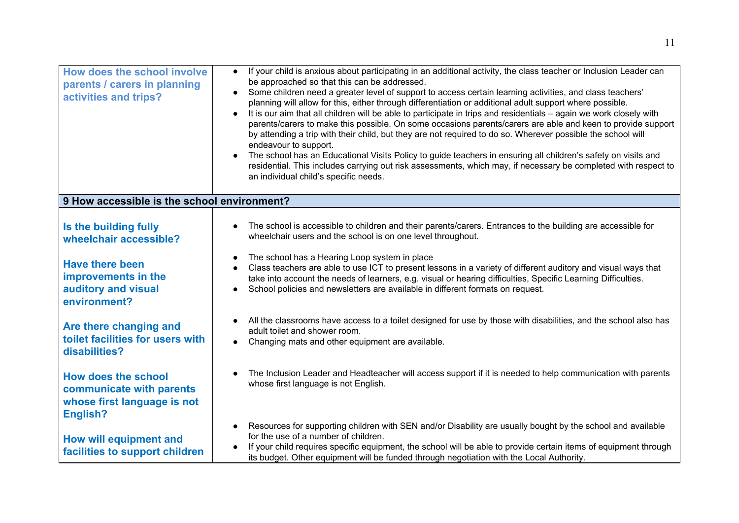| | |
|---|---|
| **How does the school involve parents / carers in planning activities and trips?** | • If your child is anxious about participating in an additional activity, the class teacher or Inclusion Leader can be approached so that this can be addressed.<br>• Some children need a greater level of support to access certain learning activities, and class teachers' planning will allow for this, either through differentiation or additional adult support where possible.<br>• It is our aim that all children will be able to participate in trips and residentials – again we work closely with parents/carers to make this possible. On some occasions parents/carers are able and keen to provide support by attending a trip with their child, but they are not required to do so. Wherever possible the school will endeavour to support.<br>• The school has an Educational Visits Policy to guide teachers in ensuring all children's safety on visits and residential. This includes carrying out risk assessments, which may, if necessary be completed with respect to an individual child's specific needs. |
| **9 How accessible is the school environment?** | |
| **Is the building fully wheelchair accessible?** | • The school is accessible to children and their parents/carers. Entrances to the building are accessible for wheelchair users and the school is on one level throughout. |
| **Have there been improvements in the auditory and visual environment?** | • The school has a Hearing Loop system in place<br>• Class teachers are able to use ICT to present lessons in a variety of different auditory and visual ways that take into account the needs of learners, e.g. visual or hearing difficulties, Specific Learning Difficulties.<br>• School policies and newsletters are available in different formats on request. |
| **Are there changing and toilet facilities for users with disabilities?** | • All the classrooms have access to a toilet designed for use by those with disabilities, and the school also has adult toilet and shower room.<br>• Changing mats and other equipment are available. |
| **How does the school communicate with parents whose first language is not English?** | • The Inclusion Leader and Headteacher will access support if it is needed to help communication with parents whose first language is not English. |
| **How will equipment and facilities to support children** | • Resources for supporting children with SEN and/or Disability are usually bought by the school and available for the use of a number of children.<br>• If your child requires specific equipment, the school will be able to provide certain items of equipment through its budget. Other equipment will be funded through negotiation with the Local Authority. |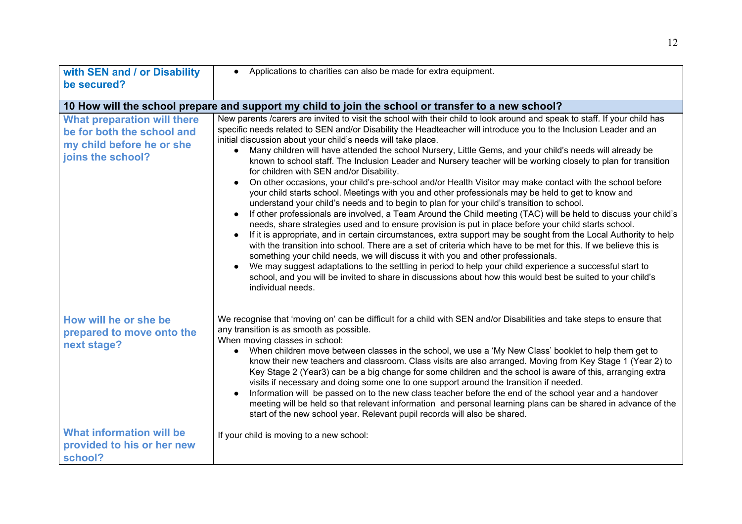| | |
|---|---|
| **with SEN and / or Disability be secured?** | • Applications to charities can also be made for extra equipment. |
| **10 How will the school prepare and support my child to join the school or transfer to a new school?** | |
| **What preparation will there be for both the school and my child before he or she joins the school?** | New parents /carers are invited to visit the school with their child to look around and speak to staff. If your child has specific needs related to SEN and/or Disability the Headteacher will introduce you to the Inclusion Leader and an initial discussion about your child's needs will take place.<br>• Many children will have attended the school Nursery, Little Gems, and your child's needs will already be known to school staff. The Inclusion Leader and Nursery teacher will be working closely to plan for transition for children with SEN and/or Disability.<br>• On other occasions, your child's pre-school and/or Health Visitor may make contact with the school before your child starts school. Meetings with you and other professionals may be held to get to know and understand your child's needs and to begin to plan for your child's transition to school.<br>• If other professionals are involved, a Team Around the Child meeting (TAC) will be held to discuss your child's needs, share strategies used and to ensure provision is put in place before your child starts school.<br>• If it is appropriate, and in certain circumstances, extra support may be sought from the Local Authority to help with the transition into school. There are a set of criteria which have to be met for this. If we believe this is something your child needs, we will discuss it with you and other professionals.<br>• We may suggest adaptations to the settling in period to help your child experience a successful start to school, and you will be invited to share in discussions about how this would best be suited to your child's individual needs. |
| **How will he or she be prepared to move onto the next stage?** | We recognise that 'moving on' can be difficult for a child with SEN and/or Disabilities and take steps to ensure that any transition is as smooth as possible.<br>When moving classes in school:<br>• When children move between classes in the school, we use a 'My New Class' booklet to help them get to know their new teachers and classroom. Class visits are also arranged. Moving from Key Stage 1 (Year 2) to Key Stage 2 (Year3) can be a big change for some children and the school is aware of this, arranging extra visits if necessary and doing some one to one support around the transition if needed.<br>• Information will be passed on to the new class teacher before the end of the school year and a handover meeting will be held so that relevant information and personal learning plans can be shared in advance of the start of the new school year. Relevant pupil records will also be shared. |
| **What information will be provided to his or her new school?** | If your child is moving to a new school: |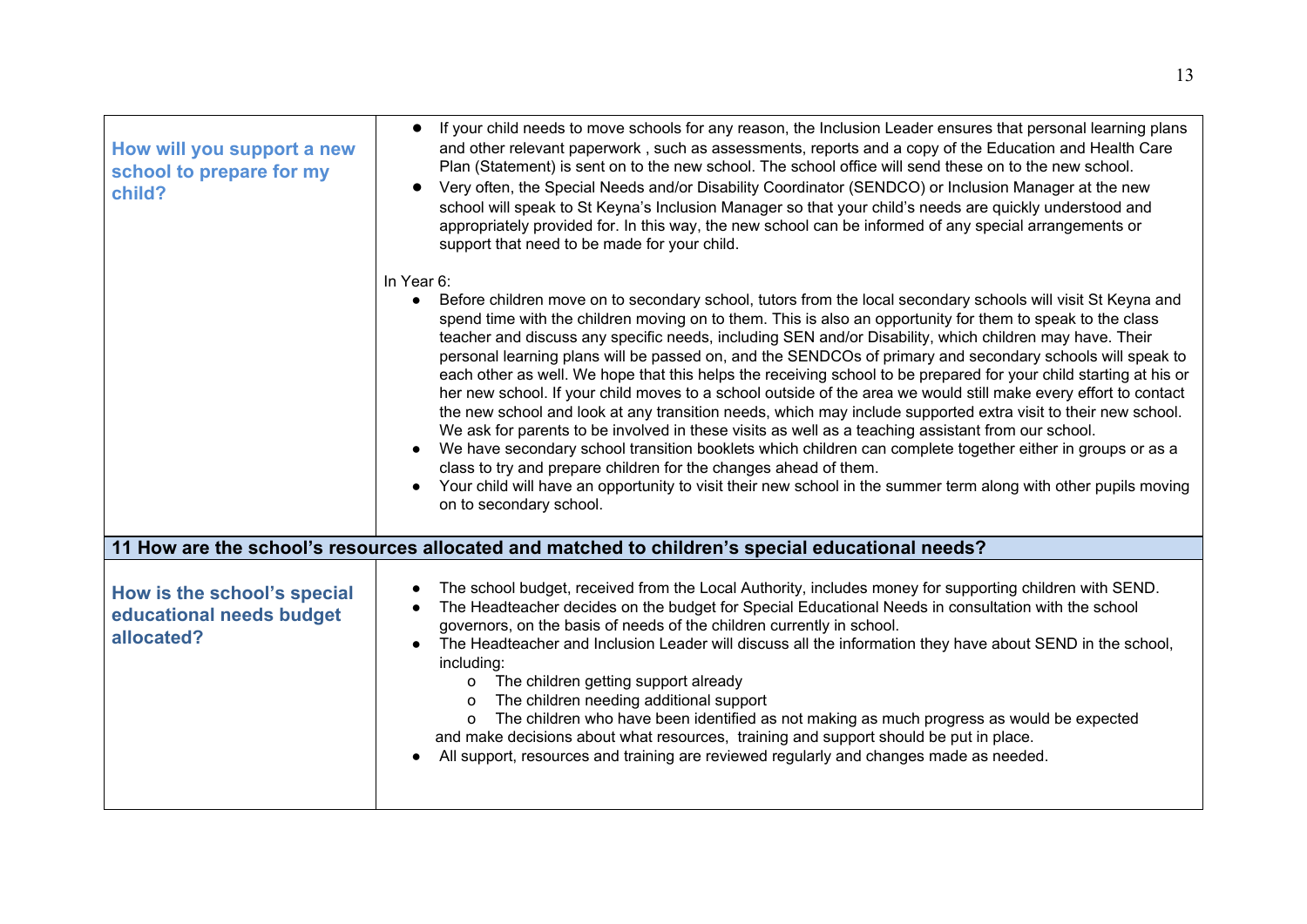| | |
|---|---|
| **How will you support a new school to prepare for my child?** | • If your child needs to move schools for any reason, the Inclusion Leader ensures that personal learning plans and other relevant paperwork , such as assessments, reports and a copy of the Education and Health Care Plan (Statement) is sent on to the new school. The school office will send these on to the new school.<br>• Very often, the Special Needs and/or Disability Coordinator (SENDCO) or Inclusion Manager at the new school will speak to St Keyna's Inclusion Manager so that your child's needs are quickly understood and appropriately provided for. In this way, the new school can be informed of any special arrangements or support that need to be made for your child.<br><br>In Year 6:<br>• Before children move on to secondary school, tutors from the local secondary schools will visit St Keyna and spend time with the children moving on to them. This is also an opportunity for them to speak to the class teacher and discuss any specific needs, including SEN and/or Disability, which children may have. Their personal learning plans will be passed on, and the SENDCOs of primary and secondary schools will speak to each other as well. We hope that this helps the receiving school to be prepared for your child starting at his or her new school. If your child moves to a school outside of the area we would still make every effort to contact the new school and look at any transition needs, which may include supported extra visit to their new school. We ask for parents to be involved in these visits as well as a teaching assistant from our school.<br>• We have secondary school transition booklets which children can complete together either in groups or as a class to try and prepare children for the changes ahead of them.<br>• Your child will have an opportunity to visit their new school in the summer term along with other pupils moving on to secondary school. |
| **11 How are the school's resources allocated and matched to children's special educational needs?** | |
| **How is the school's special educational needs budget allocated?** | • The school budget, received from the Local Authority, includes money for supporting children with SEND.<br>• The Headteacher decides on the budget for Special Educational Needs in consultation with the school governors, on the basis of needs of the children currently in school.<br>• The Headteacher and Inclusion Leader will discuss all the information they have about SEND in the school, including:<br>&nbsp;&nbsp;&nbsp;&nbsp;o The children getting support already<br>&nbsp;&nbsp;&nbsp;&nbsp;o The children needing additional support<br>&nbsp;&nbsp;&nbsp;&nbsp;o The children who have been identified as not making as much progress as would be expected<br>and make decisions about what resources, training and support should be put in place.<br>• All support, resources and training are reviewed regularly and changes made as needed. |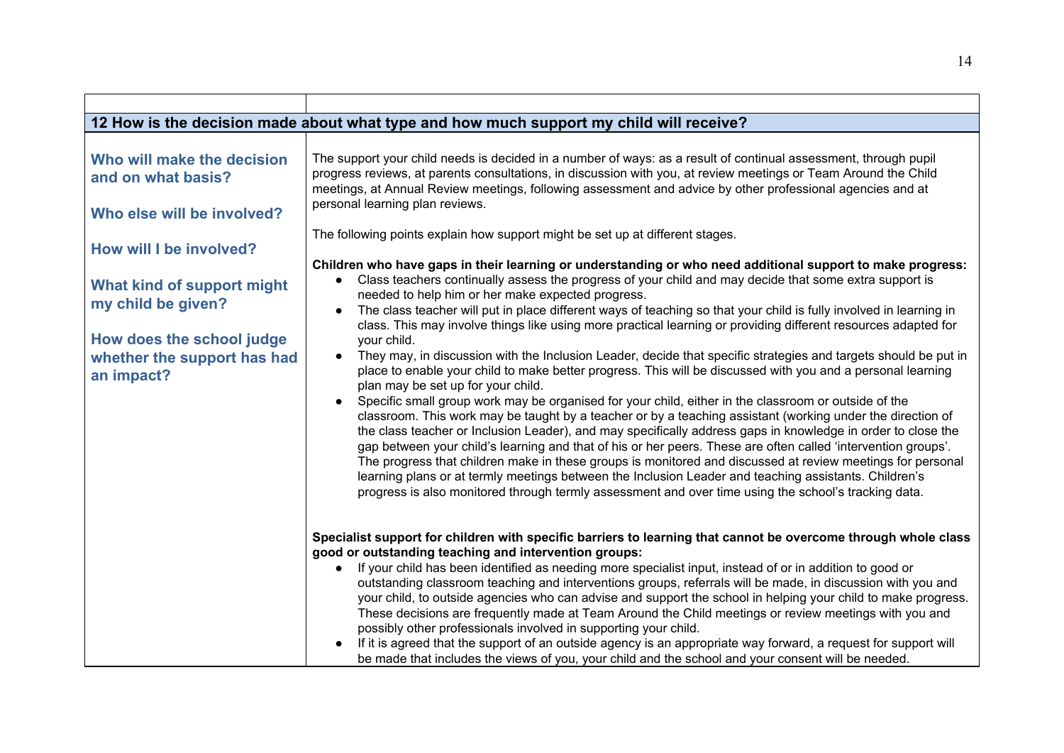## 12 How is the decision made about what type and how much support my child will receive?

| | |
|---|---|
| **Who will make the decision and on what basis?**<br><br>**Who else will be involved?**<br><br>**How will I be involved?**<br><br>**What kind of support might my child be given?**<br><br>**How does the school judge whether the support has had an impact?** | The support your child needs is decided in a number of ways: as a result of continual assessment, through pupil progress reviews, at parents consultations, in discussion with you, at review meetings or Team Around the Child meetings, at Annual Review meetings, following assessment and advice by other professional agencies and at personal learning plan reviews.<br><br>The following points explain how support might be set up at different stages.<br><br>**Children who have gaps in their learning or understanding or who need additional support to make progress:**<br>● Class teachers continually assess the progress of your child and may decide that some extra support is needed to help him or her make expected progress.<br>● The class teacher will put in place different ways of teaching so that your child is fully involved in learning in class. This may involve things like using more practical learning or providing different resources adapted for your child.<br>● They may, in discussion with the Inclusion Leader, decide that specific strategies and targets should be put in place to enable your child to make better progress. This will be discussed with you and a personal learning plan may be set up for your child.<br>● Specific small group work may be organised for your child, either in the classroom or outside of the classroom. This work may be taught by a teacher or by a teaching assistant (working under the direction of the class teacher or Inclusion Leader), and may specifically address gaps in knowledge in order to close the gap between your child's learning and that of his or her peers. These are often called 'intervention groups'. The progress that children make in these groups is monitored and discussed at review meetings for personal learning plans or at termly meetings between the Inclusion Leader and teaching assistants. Children's progress is also monitored through termly assessment and over time using the school's tracking data.<br><br>**Specialist support for children with specific barriers to learning that cannot be overcome through whole class good or outstanding teaching and intervention groups:**<br>● If your child has been identified as needing more specialist input, instead of or in addition to good or outstanding classroom teaching and interventions groups, referrals will be made, in discussion with you and your child, to outside agencies who can advise and support the school in helping your child to make progress. These decisions are frequently made at Team Around the Child meetings or review meetings with you and possibly other professionals involved in supporting your child.<br>● If it is agreed that the support of an outside agency is an appropriate way forward, a request for support will be made that includes the views of you, your child and the school and your consent will be needed. |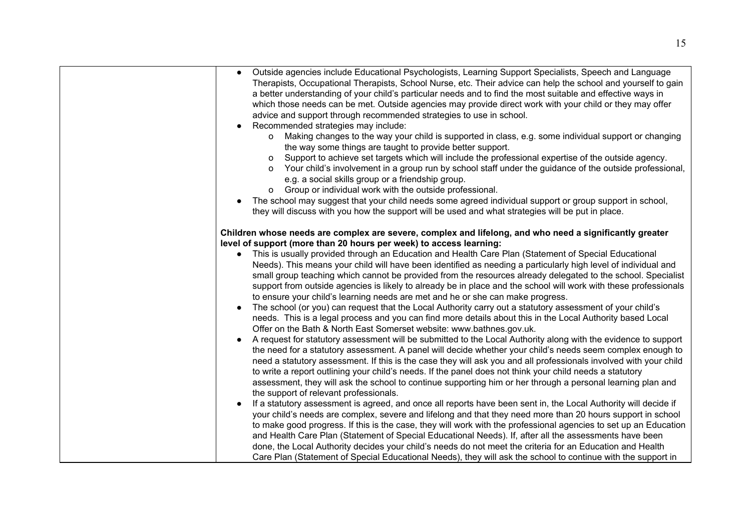- Outside agencies include Educational Psychologists, Learning Support Specialists, Speech and Language Therapists, Occupational Therapists, School Nurse, etc. Their advice can help the school and yourself to gain a better understanding of your child's particular needs and to find the most suitable and effective ways in which those needs can be met. Outside agencies may provide direct work with your child or they may offer advice and support through recommended strategies to use in school.
- Recommended strategies may include:
  - Making changes to the way your child is supported in class, e.g. some individual support or changing the way some things are taught to provide better support.
  - Support to achieve set targets which will include the professional expertise of the outside agency.
  - Your child's involvement in a group run by school staff under the guidance of the outside professional, e.g. a social skills group or a friendship group.
  - Group or individual work with the outside professional.
- The school may suggest that your child needs some agreed individual support or group support in school, they will discuss with you how the support will be used and what strategies will be put in place.

**Children whose needs are complex are severe, complex and lifelong, and who need a significantly greater level of support (more than 20 hours per week) to access learning:**

- This is usually provided through an Education and Health Care Plan (Statement of Special Educational Needs). This means your child will have been identified as needing a particularly high level of individual and small group teaching which cannot be provided from the resources already delegated to the school. Specialist support from outside agencies is likely to already be in place and the school will work with these professionals to ensure your child's learning needs are met and he or she can make progress.
- The school (or you) can request that the Local Authority carry out a statutory assessment of your child's needs. This is a legal process and you can find more details about this in the Local Authority based Local Offer on the Bath & North East Somerset website: www.bathnes.gov.uk.
- A request for statutory assessment will be submitted to the Local Authority along with the evidence to support the need for a statutory assessment. A panel will decide whether your child's needs seem complex enough to need a statutory assessment. If this is the case they will ask you and all professionals involved with your child to write a report outlining your child's needs. If the panel does not think your child needs a statutory assessment, they will ask the school to continue supporting him or her through a personal learning plan and the support of relevant professionals.
- If a statutory assessment is agreed, and once all reports have been sent in, the Local Authority will decide if your child's needs are complex, severe and lifelong and that they need more than 20 hours support in school to make good progress. If this is the case, they will work with the professional agencies to set up an Education and Health Care Plan (Statement of Special Educational Needs). If, after all the assessments have been done, the Local Authority decides your child's needs do not meet the criteria for an Education and Health Care Plan (Statement of Special Educational Needs), they will ask the school to continue with the support in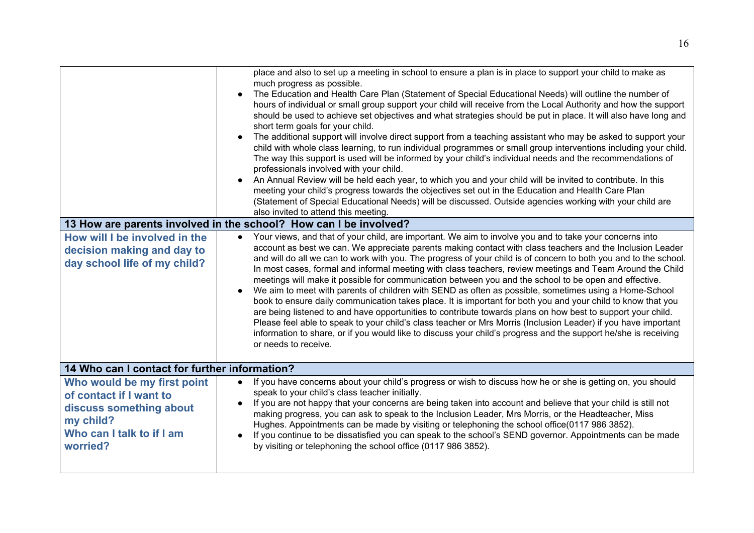| | |
|---|---|
| | place and also to set up a meeting in school to ensure a plan is in place to support your child to make as much progress as possible.<br>• The Education and Health Care Plan (Statement of Special Educational Needs) will outline the number of hours of individual or small group support your child will receive from the Local Authority and how the support should be used to achieve set objectives and what strategies should be put in place. It will also have long and short term goals for your child.<br>• The additional support will involve direct support from a teaching assistant who may be asked to support your child with whole class learning, to run individual programmes or small group interventions including your child. The way this support is used will be informed by your child's individual needs and the recommendations of professionals involved with your child.<br>• An Annual Review will be held each year, to which you and your child will be invited to contribute. In this meeting your child's progress towards the objectives set out in the Education and Health Care Plan (Statement of Special Educational Needs) will be discussed. Outside agencies working with your child are also invited to attend this meeting. |
| **13 How are parents involved in the school? How can I be involved?** | |
| **How will I be involved in the decision making and day to day school life of my child?** | • Your views, and that of your child, are important. We aim to involve you and to take your concerns into account as best we can. We appreciate parents making contact with class teachers and the Inclusion Leader and will do all we can to work with you. The progress of your child is of concern to both you and to the school. In most cases, formal and informal meeting with class teachers, review meetings and Team Around the Child meetings will make it possible for communication between you and the school to be open and effective.<br>• We aim to meet with parents of children with SEND as often as possible, sometimes using a Home-School book to ensure daily communication takes place. It is important for both you and your child to know that you are being listened to and have opportunities to contribute towards plans on how best to support your child. Please feel able to speak to your child's class teacher or Mrs Morris (Inclusion Leader) if you have important information to share, or if you would like to discuss your child's progress and the support he/she is receiving or needs to receive. |
| **14 Who can I contact for further information?** | |
| **Who would be my first point of contact if I want to discuss something about my child?**<br>**Who can I talk to if I am worried?** | • If you have concerns about your child's progress or wish to discuss how he or she is getting on, you should speak to your child's class teacher initially.<br>• If you are not happy that your concerns are being taken into account and believe that your child is still not making progress, you can ask to speak to the Inclusion Leader, Mrs Morris, or the Headteacher, Miss Hughes. Appointments can be made by visiting or telephoning the school office(0117 986 3852).<br>• If you continue to be dissatisfied you can speak to the school's SEND governor. Appointments can be made by visiting or telephoning the school office (0117 986 3852). |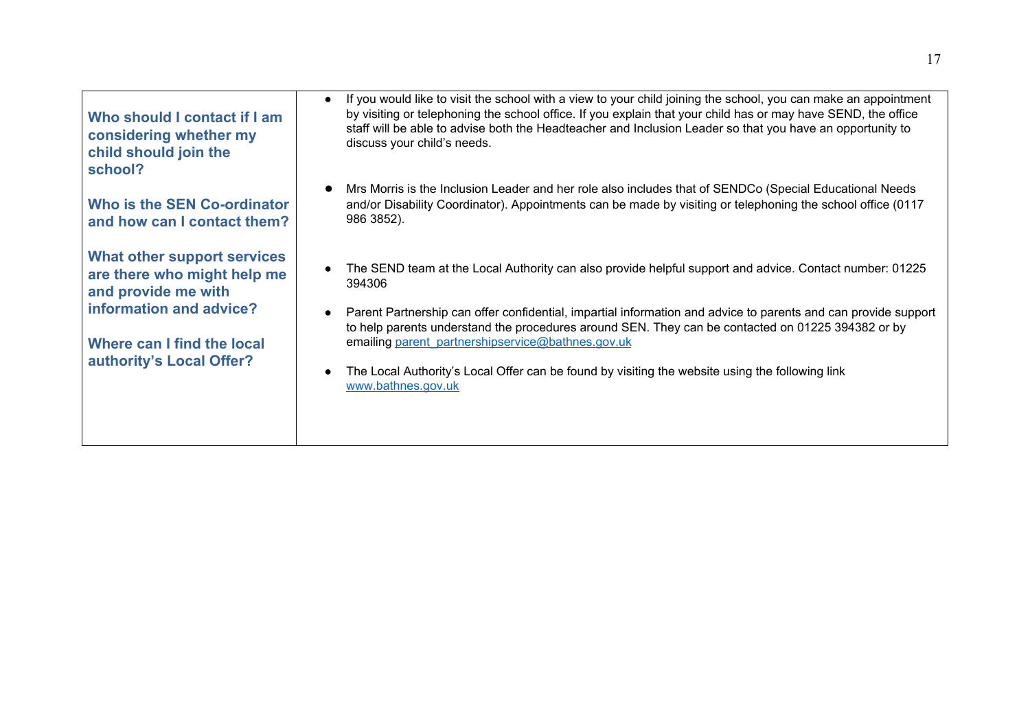| | |
|---|---|
| **Who should I contact if I am considering whether my child should join the school?** | ● If you would like to visit the school with a view to your child joining the school, you can make an appointment by visiting or telephoning the school office. If you explain that your child has or may have SEND, the office staff will be able to advise both the Headteacher and Inclusion Leader so that you have an opportunity to discuss your child's needs. |
| **Who is the SEN Co-ordinator and how can I contact them?** | ● Mrs Morris is the Inclusion Leader and her role also includes that of SENDCo (Special Educational Needs and/or Disability Coordinator). Appointments can be made by visiting or telephoning the school office (0117 986 3852). |
| **What other support services are there who might help me and provide me with information and advice?** | ● The SEND team at the Local Authority can also provide helpful support and advice. Contact number: 01225 394306<br><br>● Parent Partnership can offer confidential, impartial information and advice to parents and can provide support to help parents understand the procedures around SEN. They can be contacted on 01225 394382 or by emailing parent_partnershipservice@bathnes.gov.uk |
| **Where can I find the local authority's Local Offer?** | ● The Local Authority's Local Offer can be found by visiting the website using the following link www.bathnes.gov.uk |